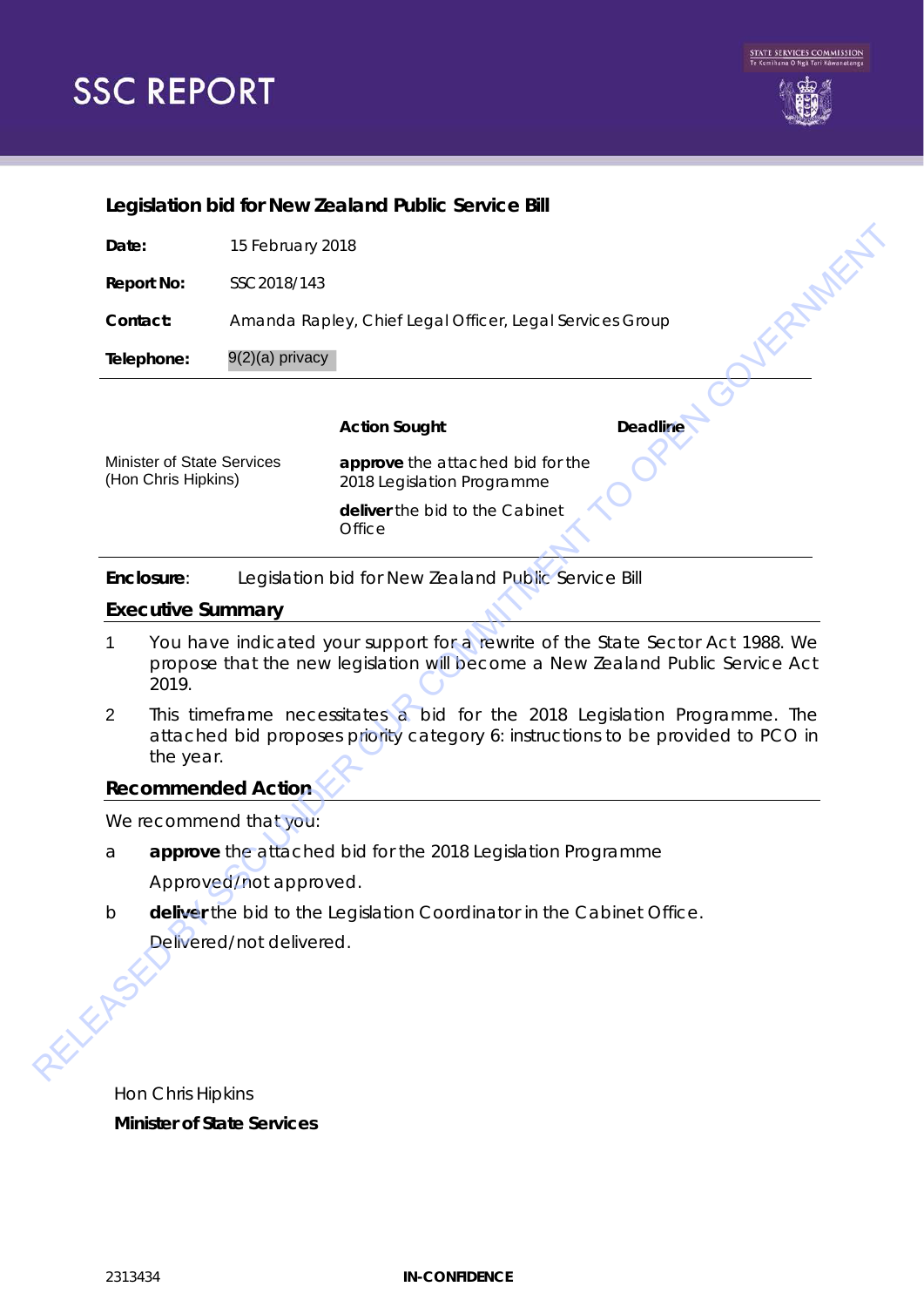# SSC REPORT

## Legislation bid for New Zealand Public Service Bill

**Date:** 15 February 2018

**Report No:** SSC2018/143

**Contact:** Amanda Rapley, Chief Legal Officer, Legal Services Group

**Telephone:** 9(2)(a) privacy

| | Action Sought | Deadline |
|---|---|---|
| Minister of State Services (Hon Chris Hipkins) | **approve** the attached bid for the 2018 Legislation Programme<br>**deliver** the bid to the Cabinet Office | |

**Enclosure**: Legislation bid for New Zealand Public Service Bill

## Executive Summary

1. You have indicated your support for a rewrite of the State Sector Act 1988. We propose that the new legislation will become a New Zealand Public Service Act 2019.

2. This timeframe necessitates a bid for the 2018 Legislation Programme. The attached bid proposes priority category 6: instructions to be provided to PCO in the year.

## Recommended Action

We recommend that you:

a. **approve** the attached bid for the 2018 Legislation Programme

   Approved/not approved.

b. **deliver** the bid to the Legislation Coordinator in the Cabinet Office.

   Delivered/not delivered.

Hon Chris Hipkins

**Minister of State Services**

IN-CONFIDENCE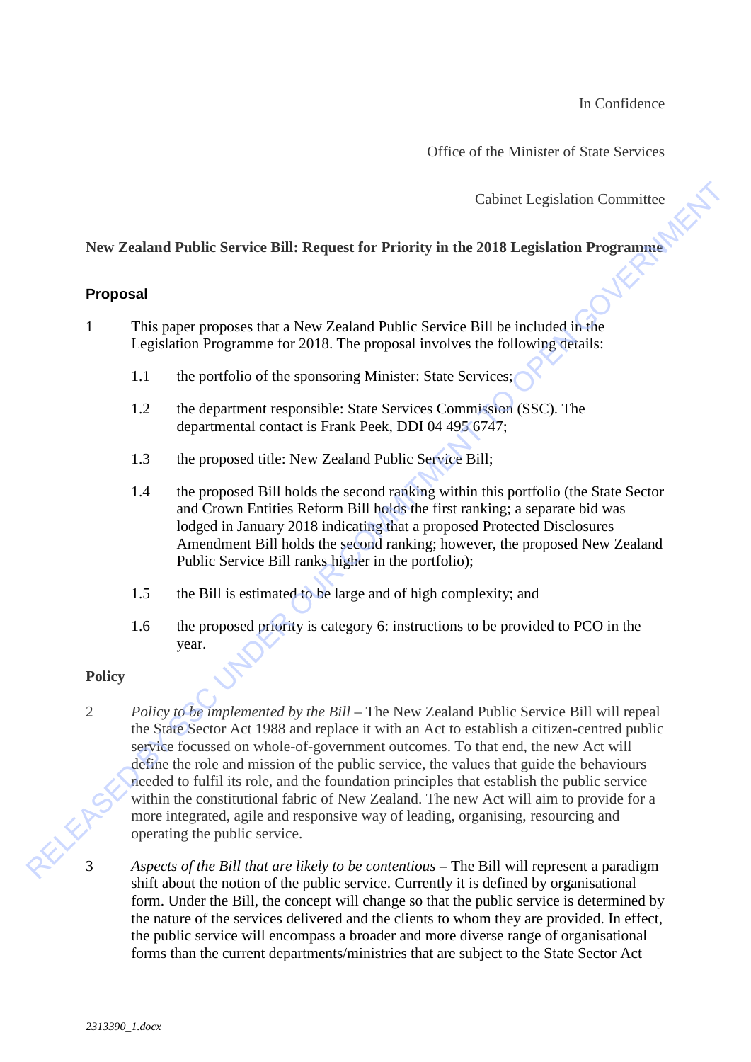In Confidence

Office of the Minister of State Services

Cabinet Legislation Committee

**New Zealand Public Service Bill: Request for Priority in the 2018 Legislation Programme**

## Proposal

1 This paper proposes that a New Zealand Public Service Bill be included in the Legislation Programme for 2018. The proposal involves the following details:

  1.1 the portfolio of the sponsoring Minister: State Services;

  1.2 the department responsible: State Services Commission (SSC). The departmental contact is Frank Peek, DDI 04 495 6747;

  1.3 the proposed title: New Zealand Public Service Bill;

  1.4 the proposed Bill holds the second ranking within this portfolio (the State Sector and Crown Entities Reform Bill holds the first ranking; a separate bid was lodged in January 2018 indicating that a proposed Protected Disclosures Amendment Bill holds the second ranking; however, the proposed New Zealand Public Service Bill ranks higher in the portfolio);

  1.5 the Bill is estimated to be large and of high complexity; and

  1.6 the proposed priority is category 6: instructions to be provided to PCO in the year.

## Policy

2 *Policy to be implemented by the Bill* – The New Zealand Public Service Bill will repeal the State Sector Act 1988 and replace it with an Act to establish a citizen-centred public service focussed on whole-of-government outcomes. To that end, the new Act will define the role and mission of the public service, the values that guide the behaviours needed to fulfil its role, and the foundation principles that establish the public service within the constitutional fabric of New Zealand. The new Act will aim to provide for a more integrated, agile and responsive way of leading, organising, resourcing and operating the public service.

3 *Aspects of the Bill that are likely to be contentious* – The Bill will represent a paradigm shift about the notion of the public service. Currently it is defined by organisational form. Under the Bill, the concept will change so that the public service is determined by the nature of the services delivered and the clients to whom they are provided. In effect, the public service will encompass a broader and more diverse range of organisational forms than the current departments/ministries that are subject to the State Sector Act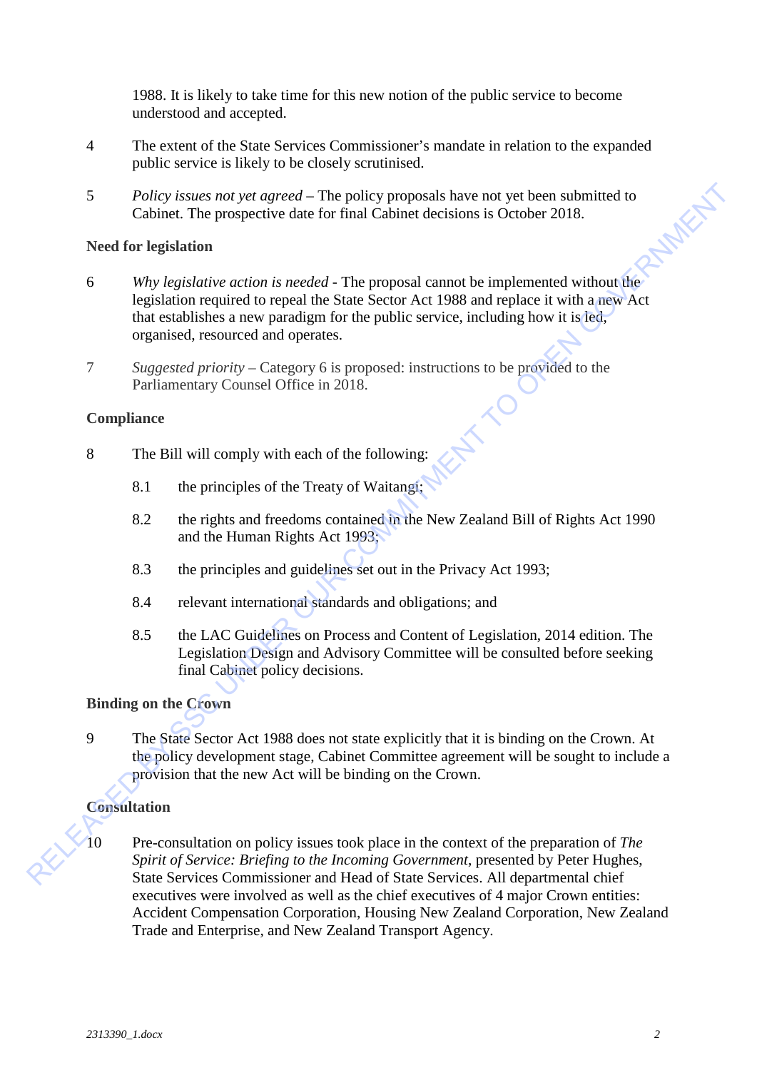1988. It is likely to take time for this new notion of the public service to become understood and accepted.

4 The extent of the State Services Commissioner's mandate in relation to the expanded public service is likely to be closely scrutinised.

5 *Policy issues not yet agreed* – The policy proposals have not yet been submitted to Cabinet. The prospective date for final Cabinet decisions is October 2018.

**Need for legislation**

6 *Why legislative action is needed* - The proposal cannot be implemented without the legislation required to repeal the State Sector Act 1988 and replace it with a new Act that establishes a new paradigm for the public service, including how it is led, organised, resourced and operates.

7 *Suggested priority* – Category 6 is proposed: instructions to be provided to the Parliamentary Counsel Office in 2018.

**Compliance**

8 The Bill will comply with each of the following:

8.1 the principles of the Treaty of Waitangi;

8.2 the rights and freedoms contained in the New Zealand Bill of Rights Act 1990 and the Human Rights Act 1993;

8.3 the principles and guidelines set out in the Privacy Act 1993;

8.4 relevant international standards and obligations; and

8.5 the LAC Guidelines on Process and Content of Legislation, 2014 edition. The Legislation Design and Advisory Committee will be consulted before seeking final Cabinet policy decisions.

**Binding on the Crown**

9 The State Sector Act 1988 does not state explicitly that it is binding on the Crown. At the policy development stage, Cabinet Committee agreement will be sought to include a provision that the new Act will be binding on the Crown.

**Consultation**

10 Pre-consultation on policy issues took place in the context of the preparation of *The Spirit of Service: Briefing to the Incoming Government*, presented by Peter Hughes, State Services Commissioner and Head of State Services. All departmental chief executives were involved as well as the chief executives of 4 major Crown entities: Accident Compensation Corporation, Housing New Zealand Corporation, New Zealand Trade and Enterprise, and New Zealand Transport Agency.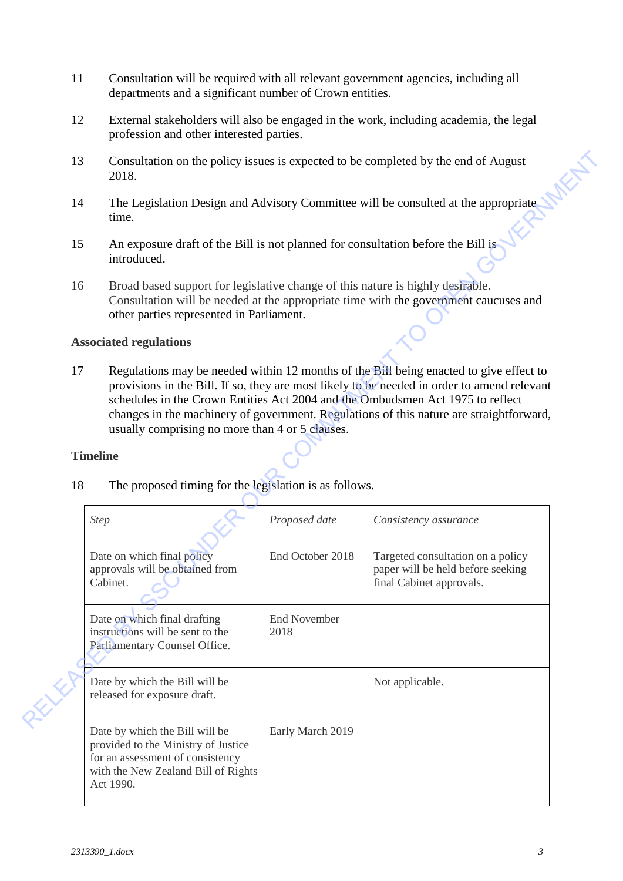11 Consultation will be required with all relevant government agencies, including all departments and a significant number of Crown entities.

12 External stakeholders will also be engaged in the work, including academia, the legal profession and other interested parties.

13 Consultation on the policy issues is expected to be completed by the end of August 2018.

14 The Legislation Design and Advisory Committee will be consulted at the appropriate time.

15 An exposure draft of the Bill is not planned for consultation before the Bill is introduced.

16 Broad based support for legislative change of this nature is highly desirable. Consultation will be needed at the appropriate time with the government caucuses and other parties represented in Parliament.

**Associated regulations**

17 Regulations may be needed within 12 months of the Bill being enacted to give effect to provisions in the Bill. If so, they are most likely to be needed in order to amend relevant schedules in the Crown Entities Act 2004 and the Ombudsmen Act 1975 to reflect changes in the machinery of government. Regulations of this nature are straightforward, usually comprising no more than 4 or 5 clauses.

**Timeline**

18 The proposed timing for the legislation is as follows.

| *Step* | *Proposed date* | *Consistency assurance* |
|---|---|---|
| Date on which final policy approvals will be obtained from Cabinet. | End October 2018 | Targeted consultation on a policy paper will be held before seeking final Cabinet approvals. |
| Date on which final drafting instructions will be sent to the Parliamentary Counsel Office. | End November 2018 | |
| Date by which the Bill will be released for exposure draft. | | Not applicable. |
| Date by which the Bill will be provided to the Ministry of Justice for an assessment of consistency with the New Zealand Bill of Rights Act 1990. | Early March 2019 | |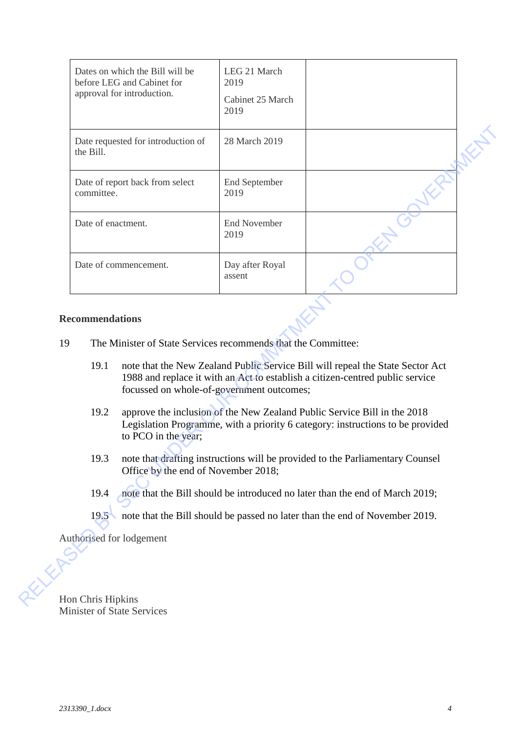| | | |
|---|---|---|
| Dates on which the Bill will be before LEG and Cabinet for approval for introduction. | LEG 21 March 2019<br><br>Cabinet 25 March 2019 | |
| Date requested for introduction of the Bill. | 28 March 2019 | |
| Date of report back from select committee. | End September 2019 | |
| Date of enactment. | End November 2019 | |
| Date of commencement. | Day after Royal assent | |

**Recommendations**

19 The Minister of State Services recommends that the Committee:

19.1 note that the New Zealand Public Service Bill will repeal the State Sector Act 1988 and replace it with an Act to establish a citizen-centred public service focussed on whole-of-government outcomes;

19.2 approve the inclusion of the New Zealand Public Service Bill in the 2018 Legislation Programme, with a priority 6 category: instructions to be provided to PCO in the year;

19.3 note that drafting instructions will be provided to the Parliamentary Counsel Office by the end of November 2018;

19.4 note that the Bill should be introduced no later than the end of March 2019;

19.5 note that the Bill should be passed no later than the end of November 2019.

Authorised for lodgement

Hon Chris Hipkins
Minister of State Services

RELEASED BY SSC UNDER OUR COMMITMENT TO OPEN GOVERNMENT